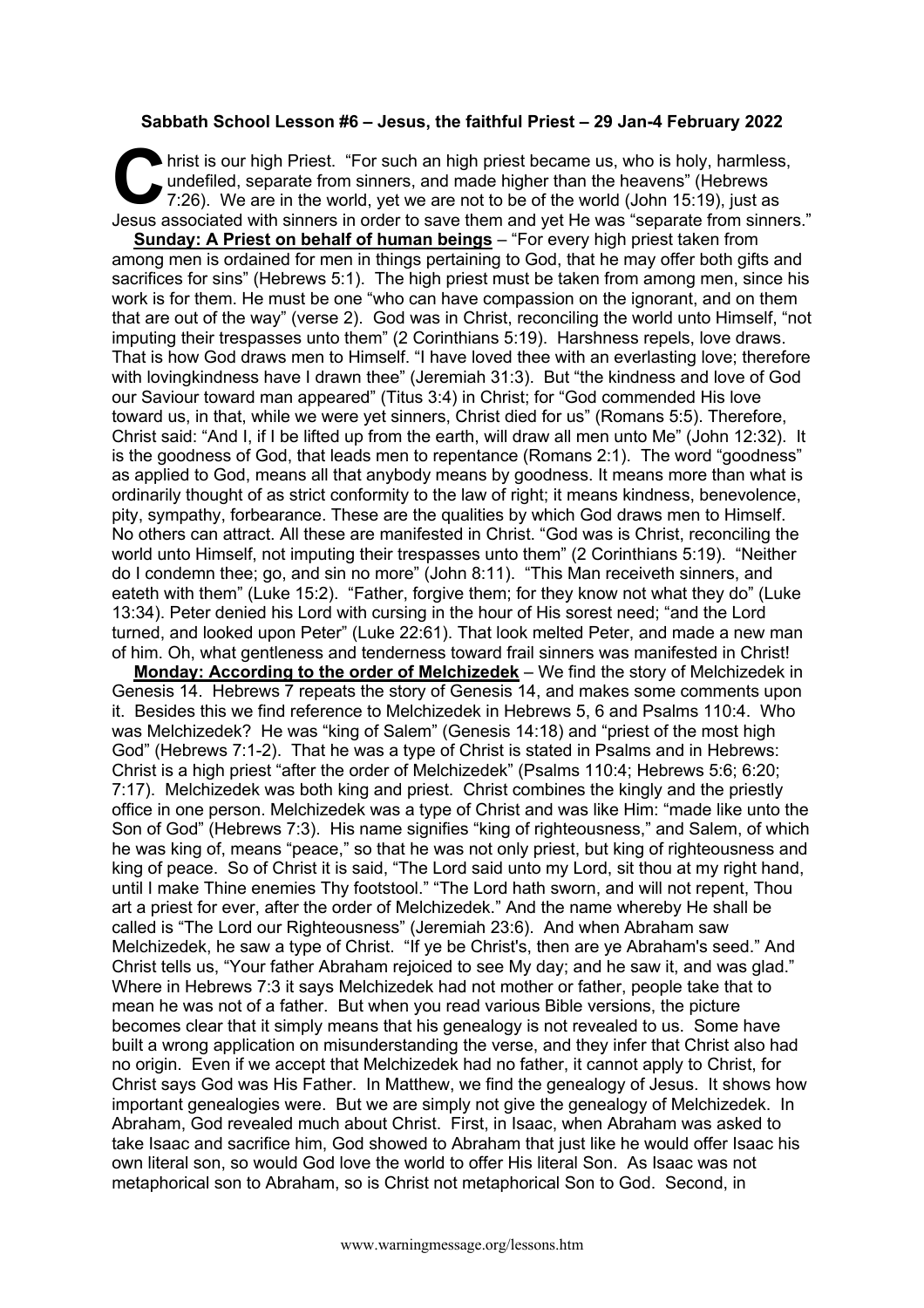**Sabbath School Lesson #6 – Jesus, the faithful Priest – 29 Jan-4 February 2022**

Christ is our high Priest. "For such an high priest became us, who is holy, harmless, undefiled, separate from sinners, and made higher than the heavens" (Hebrews 7:26). We are in the world, yet we are not to be of the world (John 15:19), just as Jesus associated with sinners in order to save them and yet He was "separate from sinners."

**Sunday: A Priest on behalf of human beings** – "For every high priest taken from among men is ordained for men in things pertaining to God, that he may offer both gifts and sacrifices for sins" (Hebrews 5:1). The high priest must be taken from among men, since his work is for them. He must be one "who can have compassion on the ignorant, and on them that are out of the way" (verse 2). God was in Christ, reconciling the world unto Himself, "not imputing their trespasses unto them" (2 Corinthians 5:19). Harshness repels, love draws. That is how God draws men to Himself. "I have loved thee with an everlasting love; therefore with lovingkindness have I drawn thee" (Jeremiah 31:3). But "the kindness and love of God our Saviour toward man appeared" (Titus 3:4) in Christ; for "God commended His love toward us, in that, while we were yet sinners, Christ died for us" (Romans 5:5). Therefore, Christ said: "And I, if I be lifted up from the earth, will draw all men unto Me" (John 12:32). It is the goodness of God, that leads men to repentance (Romans 2:1). The word "goodness" as applied to God, means all that anybody means by goodness. It means more than what is ordinarily thought of as strict conformity to the law of right; it means kindness, benevolence, pity, sympathy, forbearance. These are the qualities by which God draws men to Himself. No others can attract. All these are manifested in Christ. "God was is Christ, reconciling the world unto Himself, not imputing their trespasses unto them" (2 Corinthians 5:19). "Neither do I condemn thee; go, and sin no more" (John 8:11). "This Man receiveth sinners, and eateth with them" (Luke 15:2). "Father, forgive them; for they know not what they do" (Luke 13:34). Peter denied his Lord with cursing in the hour of His sorest need; "and the Lord turned, and looked upon Peter" (Luke 22:61). That look melted Peter, and made a new man of him. Oh, what gentleness and tenderness toward frail sinners was manifested in Christ!

**Monday: According to the order of Melchizedek** – We find the story of Melchizedek in Genesis 14. Hebrews 7 repeats the story of Genesis 14, and makes some comments upon it. Besides this we find reference to Melchizedek in Hebrews 5, 6 and Psalms 110:4. Who was Melchizedek? He was "king of Salem" (Genesis 14:18) and "priest of the most high God" (Hebrews 7:1-2). That he was a type of Christ is stated in Psalms and in Hebrews: Christ is a high priest "after the order of Melchizedek" (Psalms 110:4; Hebrews 5:6; 6:20; 7:17). Melchizedek was both king and priest. Christ combines the kingly and the priestly office in one person. Melchizedek was a type of Christ and was like Him: "made like unto the Son of God" (Hebrews 7:3). His name signifies "king of righteousness," and Salem, of which he was king of, means "peace," so that he was not only priest, but king of righteousness and king of peace. So of Christ it is said, "The Lord said unto my Lord, sit thou at my right hand, until I make Thine enemies Thy footstool." "The Lord hath sworn, and will not repent, Thou art a priest for ever, after the order of Melchizedek." And the name whereby He shall be called is "The Lord our Righteousness" (Jeremiah 23:6). And when Abraham saw Melchizedek, he saw a type of Christ. "If ye be Christ's, then are ye Abraham's seed." And Christ tells us, "Your father Abraham rejoiced to see My day; and he saw it, and was glad." Where in Hebrews 7:3 it says Melchizedek had not mother or father, people take that to mean he was not of a father. But when you read various Bible versions, the picture becomes clear that it simply means that his genealogy is not revealed to us. Some have built a wrong application on misunderstanding the verse, and they infer that Christ also had no origin. Even if we accept that Melchizedek had no father, it cannot apply to Christ, for Christ says God was His Father. In Matthew, we find the genealogy of Jesus. It shows how important genealogies were. But we are simply not give the genealogy of Melchizedek. In Abraham, God revealed much about Christ. First, in Isaac, when Abraham was asked to take Isaac and sacrifice him, God showed to Abraham that just like he would offer Isaac his own literal son, so would God love the world to offer His literal Son. As Isaac was not metaphorical son to Abraham, so is Christ not metaphorical Son to God. Second, in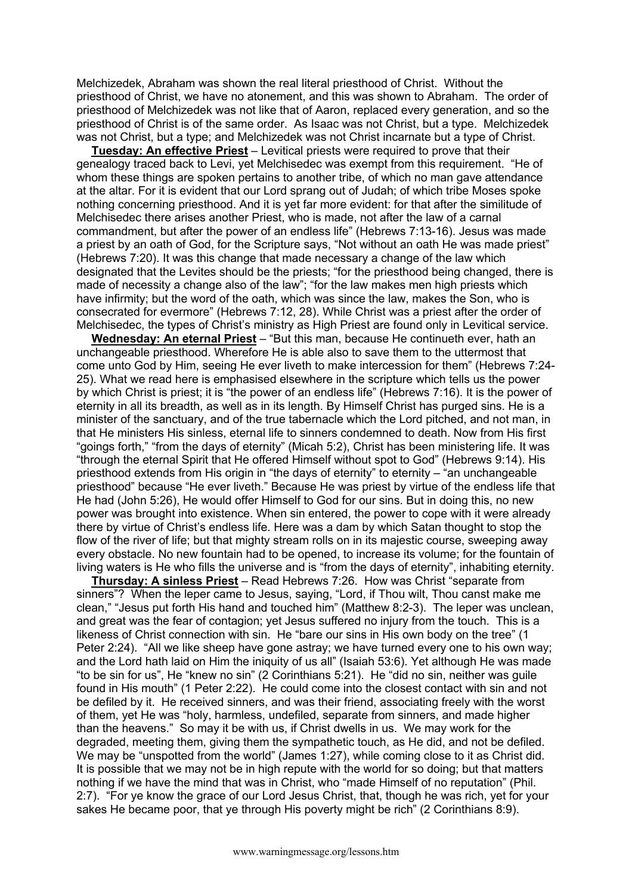Melchizedek, Abraham was shown the real literal priesthood of Christ. Without the priesthood of Christ, we have no atonement, and this was shown to Abraham. The order of priesthood of Melchizedek was not like that of Aaron, replaced every generation, and so the priesthood of Christ is of the same order. As Isaac was not Christ, but a type. Melchizedek was not Christ, but a type; and Melchizedek was not Christ incarnate but a type of Christ.

**Tuesday: An effective Priest** – Levitical priests were required to prove that their genealogy traced back to Levi, yet Melchisedec was exempt from this requirement. "He of whom these things are spoken pertains to another tribe, of which no man gave attendance at the altar. For it is evident that our Lord sprang out of Judah; of which tribe Moses spoke nothing concerning priesthood. And it is yet far more evident: for that after the similitude of Melchisedec there arises another Priest, who is made, not after the law of a carnal commandment, but after the power of an endless life" (Hebrews 7:13-16). Jesus was made a priest by an oath of God, for the Scripture says, "Not without an oath He was made priest" (Hebrews 7:20). It was this change that made necessary a change of the law which designated that the Levites should be the priests; "for the priesthood being changed, there is made of necessity a change also of the law"; "for the law makes men high priests which have infirmity; but the word of the oath, which was since the law, makes the Son, who is consecrated for evermore" (Hebrews 7:12, 28). While Christ was a priest after the order of Melchisedec, the types of Christ's ministry as High Priest are found only in Levitical service.

**Wednesday: An eternal Priest** – "But this man, because He continueth ever, hath an unchangeable priesthood. Wherefore He is able also to save them to the uttermost that come unto God by Him, seeing He ever liveth to make intercession for them" (Hebrews 7:24-25). What we read here is emphasised elsewhere in the scripture which tells us the power by which Christ is priest; it is "the power of an endless life" (Hebrews 7:16). It is the power of eternity in all its breadth, as well as in its length. By Himself Christ has purged sins. He is a minister of the sanctuary, and of the true tabernacle which the Lord pitched, and not man, in that He ministers His sinless, eternal life to sinners condemned to death. Now from His first "goings forth," "from the days of eternity" (Micah 5:2), Christ has been ministering life. It was "through the eternal Spirit that He offered Himself without spot to God" (Hebrews 9:14). His priesthood extends from His origin in "the days of eternity" to eternity – "an unchangeable priesthood" because "He ever liveth." Because He was priest by virtue of the endless life that He had (John 5:26), He would offer Himself to God for our sins. But in doing this, no new power was brought into existence. When sin entered, the power to cope with it were already there by virtue of Christ's endless life. Here was a dam by which Satan thought to stop the flow of the river of life; but that mighty stream rolls on in its majestic course, sweeping away every obstacle. No new fountain had to be opened, to increase its volume; for the fountain of living waters is He who fills the universe and is "from the days of eternity", inhabiting eternity.

**Thursday: A sinless Priest** – Read Hebrews 7:26. How was Christ "separate from sinners"? When the leper came to Jesus, saying, "Lord, if Thou wilt, Thou canst make me clean," "Jesus put forth His hand and touched him" (Matthew 8:2-3). The leper was unclean, and great was the fear of contagion; yet Jesus suffered no injury from the touch. This is a likeness of Christ connection with sin. He "bare our sins in His own body on the tree" (1 Peter 2:24). "All we like sheep have gone astray; we have turned every one to his own way; and the Lord hath laid on Him the iniquity of us all" (Isaiah 53:6). Yet although He was made "to be sin for us", He "knew no sin" (2 Corinthians 5:21). He "did no sin, neither was guile found in His mouth" (1 Peter 2:22). He could come into the closest contact with sin and not be defiled by it. He received sinners, and was their friend, associating freely with the worst of them, yet He was "holy, harmless, undefiled, separate from sinners, and made higher than the heavens." So may it be with us, if Christ dwells in us. We may work for the degraded, meeting them, giving them the sympathetic touch, as He did, and not be defiled. We may be "unspotted from the world" (James 1:27), while coming close to it as Christ did. It is possible that we may not be in high repute with the world for so doing; but that matters nothing if we have the mind that was in Christ, who "made Himself of no reputation" (Phil. 2:7). "For ye know the grace of our Lord Jesus Christ, that, though he was rich, yet for your sakes He became poor, that ye through His poverty might be rich" (2 Corinthians 8:9).

www.warningmessage.org/lessons.htm